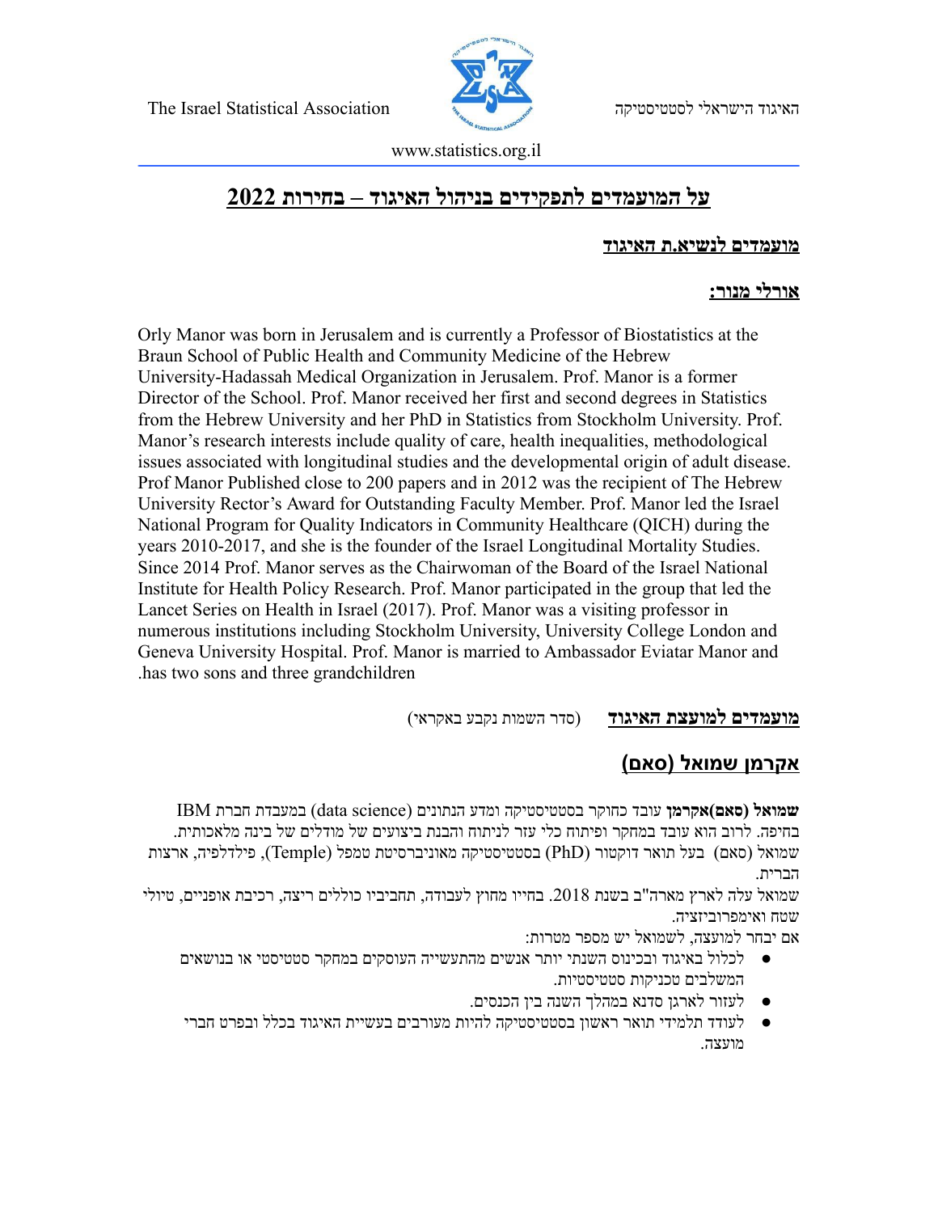The Israel Statistical Association האיגוד הישראלי לסטטיסטיקה

www.statistics.org.il

# על המועמדים לתפקידים בניהול האיגוד – בחירות 2022

## מועמדים לנשיא.ת האיגוד

### אורלי מנור:

Orly Manor was born in Jerusalem and is currently a Professor of Biostatistics at the Braun School of Public Health and Community Medicine of the Hebrew University-Hadassah Medical Organization in Jerusalem. Prof. Manor is a former Director of the School. Prof. Manor received her first and second degrees in Statistics from the Hebrew University and her PhD in Statistics from Stockholm University. Prof. Manor's research interests include quality of care, health inequalities, methodological issues associated with longitudinal studies and the developmental origin of adult disease. Prof Manor Published close to 200 papers and in 2012 was the recipient of The Hebrew University Rector's Award for Outstanding Faculty Member. Prof. Manor led the Israel National Program for Quality Indicators in Community Healthcare (QICH) during the years 2010-2017, and she is the founder of the Israel Longitudinal Mortality Studies. Since 2014 Prof. Manor serves as the Chairwoman of the Board of the Israel National Institute for Health Policy Research. Prof. Manor participated in the group that led the Lancet Series on Health in Israel (2017). Prof. Manor was a visiting professor in numerous institutions including Stockholm University, University College London and Geneva University Hospital. Prof. Manor is married to Ambassador Eviatar Manor and has two sons and three grandchildren.

## מועמדים למועצת האיגוד (סדר השמות נקבע באקראי)

### אקרמן שמואל (סאם)

**שמואל (סאם)אקרמן** עובד כחוקר בסטטיסטיקה ומדע הנתונים (data science) במעבדת חברת IBM בחיפה. לרוב הוא עובד במחקר ופיתוח כלי עזר לניתוח והבנת ביצועים של מודלים של בינה מלאכותית.
שמואל (סאם) בעל תואר דוקטור (PhD) בסטטיסטיקה מאוניברסיטת טמפל (Temple), פילדלפיה, ארצות הברית.
שמואל עלה לארץ מארה"ב בשנת 2018. בחייו מחוץ לעבודה, תחביביו כוללים ריצה, רכיבת אופניים, טיולי שטח ואימפרוביזציה.
אם יבחר למועצה, לשמואל יש מספר מטרות:

- לכלול באיגוד ובכינוס השנתי יותר אנשים מהתעשייה העוסקים במחקר סטטיסטי או בנושאים המשלבים טכניקות סטטיסטיות.
- לעזור לארגן סדנא במהלך השנה בין הכנסים.
- לעודד תלמידי תואר ראשון בסטטיסטיקה להיות מעורבים בעשיית האיגוד בכלל ובפרט חברי מועצה.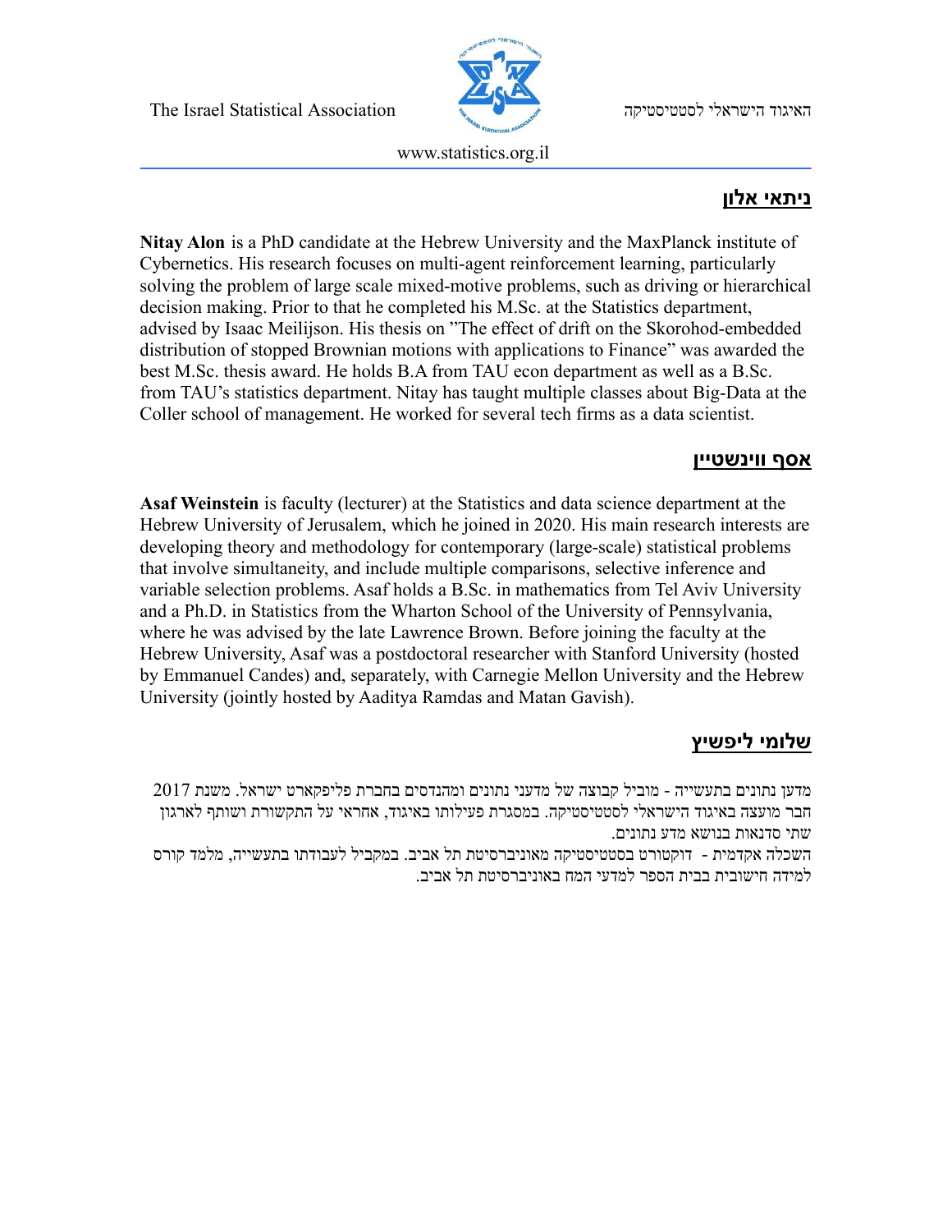## ניתאי אלון

**Nitay Alon** is a PhD candidate at the Hebrew University and the MaxPlanck institute of Cybernetics. His research focuses on multi-agent reinforcement learning, particularly solving the problem of large scale mixed-motive problems, such as driving or hierarchical decision making. Prior to that he completed his M.Sc. at the Statistics department, advised by Isaac Meilijson. His thesis on "The effect of drift on the Skorohod-embedded distribution of stopped Brownian motions with applications to Finance" was awarded the best M.Sc. thesis award. He holds B.A from TAU econ department as well as a B.Sc. from TAU's statistics department. Nitay has taught multiple classes about Big-Data at the Coller school of management. He worked for several tech firms as a data scientist.

## אסף ווינשטיין

**Asaf Weinstein** is faculty (lecturer) at the Statistics and data science department at the Hebrew University of Jerusalem, which he joined in 2020. His main research interests are developing theory and methodology for contemporary (large-scale) statistical problems that involve simultaneity, and include multiple comparisons, selective inference and variable selection problems. Asaf holds a B.Sc. in mathematics from Tel Aviv University and a Ph.D. in Statistics from the Wharton School of the University of Pennsylvania, where he was advised by the late Lawrence Brown. Before joining the faculty at the Hebrew University, Asaf was a postdoctoral researcher with Stanford University (hosted by Emmanuel Candes) and, separately, with Carnegie Mellon University and the Hebrew University (jointly hosted by Aaditya Ramdas and Matan Gavish).

## שלומי ליפשיץ

מדען נתונים בתעשייה - מוביל קבוצה של מדעני נתונים ומהנדסים בחברת פליפקארט ישראל. משנת 2017 חבר מועצה באיגוד הישראלי לסטטיסטיקה. במסגרת פעילותו באיגוד, אחראי על התקשורת ושותף לארגון שתי סדנאות בנושא מדע נתונים.

השכלה אקדמית - דוקטורט בסטטיסטיקה מאוניברסיטת תל אביב. במקביל לעבודתו בתעשייה, מלמד קורס למידה חישובית בבית הספר למדעי המח באוניברסיטת תל אביב.